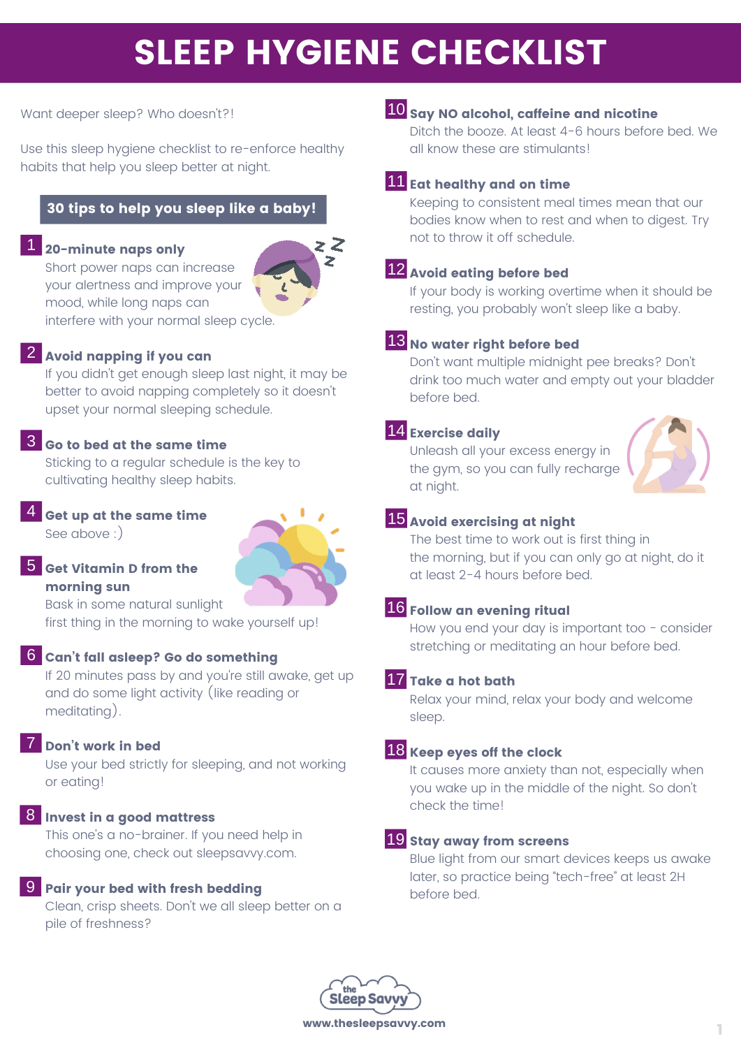# SLEEP HYGIENE CHECKLIST

Want deeper sleep? Who doesn't?!

Use this sleep hygiene checklist to re-enforce healthy habits that help you sleep better at night.

## 30 tips to help you sleep like a baby!

**1 20-minute naps only**
Short power naps can increase your alertness and improve your mood, while long naps can interfere with your normal sleep cycle.

**2 Avoid napping if you can**
If you didn't get enough sleep last night, it may be better to avoid napping completely so it doesn't upset your normal sleeping schedule.

**3 Go to bed at the same time**
Sticking to a regular schedule is the key to cultivating healthy sleep habits.

**4 Get up at the same time**
See above :)

**5 Get Vitamin D from the morning sun**
Bask in some natural sunlight first thing in the morning to wake yourself up!

**6 Can't fall asleep? Go do something**
If 20 minutes pass by and you're still awake, get up and do some light activity (like reading or meditating).

**7 Don't work in bed**
Use your bed strictly for sleeping, and not working or eating!

**8 Invest in a good mattress**
This one's a no-brainer. If you need help in choosing one, check out sleepsavvy.com.

**9 Pair your bed with fresh bedding**
Clean, crisp sheets. Don't we all sleep better on a pile of freshness?

**10 Say NO alcohol, caffeine and nicotine**
Ditch the booze. At least 4-6 hours before bed. We all know these are stimulants!

**11 Eat healthy and on time**
Keeping to consistent meal times mean that our bodies know when to rest and when to digest. Try not to throw it off schedule.

**12 Avoid eating before bed**
If your body is working overtime when it should be resting, you probably won't sleep like a baby.

**13 No water right before bed**
Don't want multiple midnight pee breaks? Don't drink too much water and empty out your bladder before bed.

**14 Exercise daily**
Unleash all your excess energy in the gym, so you can fully recharge at night.

**15 Avoid exercising at night**
The best time to work out is first thing in the morning, but if you can only go at night, do it at least 2-4 hours before bed.

**16 Follow an evening ritual**
How you end your day is important too - consider stretching or meditating an hour before bed.

**17 Take a hot bath**
Relax your mind, relax your body and welcome sleep.

**18 Keep eyes off the clock**
It causes more anxiety than not, especially when you wake up in the middle of the night. So don't check the time!

**19 Stay away from screens**
Blue light from our smart devices keeps us awake later, so practice being "tech-free" at least 2H before bed.

the Sleep Savvy
www.thesleepsavvy.com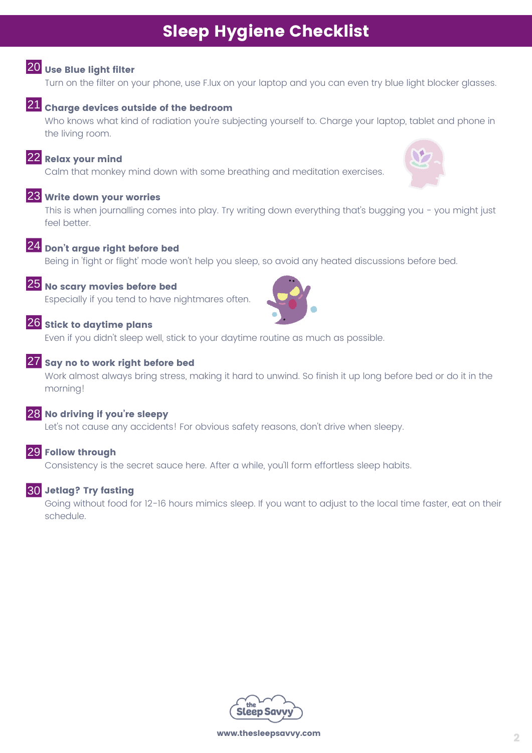# Sleep Hygiene Checklist

**20 Use Blue light filter**

Turn on the filter on your phone, use F.lux on your laptop and you can even try blue light blocker glasses.

**21 Charge devices outside of the bedroom**

Who knows what kind of radiation you're subjecting yourself to. Charge your laptop, tablet and phone in the living room.

**22 Relax your mind**

Calm that monkey mind down with some breathing and meditation exercises.

**23 Write down your worries**

This is when journalling comes into play. Try writing down everything that's bugging you - you might just feel better.

**24 Don't argue right before bed**

Being in 'fight or flight' mode won't help you sleep, so avoid any heated discussions before bed.

**25 No scary movies before bed**

Especially if you tend to have nightmares often.

**26 Stick to daytime plans**

Even if you didn't sleep well, stick to your daytime routine as much as possible.

**27 Say no to work right before bed**

Work almost always bring stress, making it hard to unwind. So finish it up long before bed or do it in the morning!

**28 No driving if you're sleepy**

Let's not cause any accidents! For obvious safety reasons, don't drive when sleepy.

**29 Follow through**

Consistency is the secret sauce here. After a while, you'll form effortless sleep habits.

**30 Jetlag? Try fasting**

Going without food for 12-16 hours mimics sleep. If you want to adjust to the local time faster, eat on their schedule.

the Sleep Savvy

www.thesleepsavvy.com